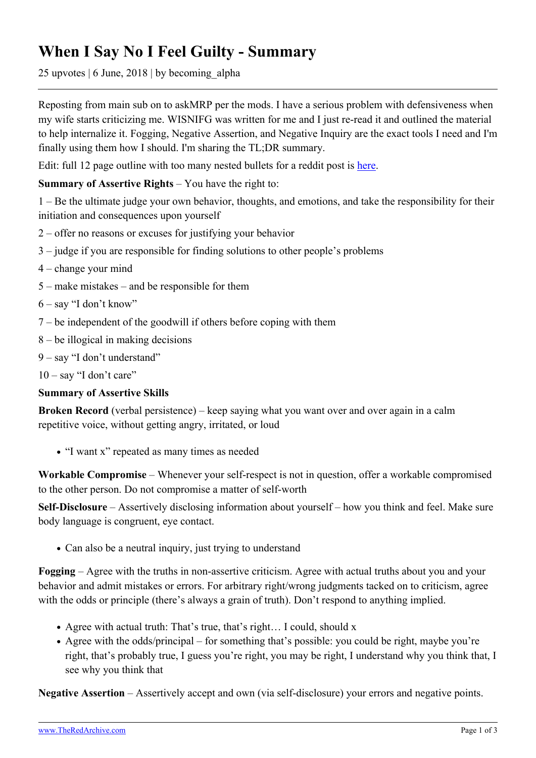# When I Say No I Feel Guilty - Summary

25 upvotes | 6 June, 2018 | by becoming_alpha

---

Reposting from main sub on to askMRP per the mods. I have a serious problem with defensiveness when my wife starts criticizing me. WISNIFG was written for me and I just re-read it and outlined the material to help internalize it. Fogging, Negative Assertion, and Negative Inquiry are the exact tools I need and I'm finally using them how I should. I'm sharing the TL;DR summary.

Edit: full 12 page outline with too many nested bullets for a reddit post is [here](#).

**Summary of Assertive Rights** – You have the right to:

1 – Be the ultimate judge your own behavior, thoughts, and emotions, and take the responsibility for their initiation and consequences upon yourself

2 – offer no reasons or excuses for justifying your behavior

3 – judge if you are responsible for finding solutions to other people's problems

4 – change your mind

5 – make mistakes – and be responsible for them

6 – say "I don't know"

7 – be independent of the goodwill if others before coping with them

8 – be illogical in making decisions

9 – say "I don't understand"

10 – say "I don't care"

**Summary of Assertive Skills**

**Broken Record** (verbal persistence) – keep saying what you want over and over again in a calm repetitive voice, without getting angry, irritated, or loud

- "I want x" repeated as many times as needed

**Workable Compromise** – Whenever your self-respect is not in question, offer a workable compromised to the other person. Do not compromise a matter of self-worth

**Self-Disclosure** – Assertively disclosing information about yourself – how you think and feel. Make sure body language is congruent, eye contact.

- Can also be a neutral inquiry, just trying to understand

**Fogging** – Agree with the truths in non-assertive criticism. Agree with actual truths about you and your behavior and admit mistakes or errors. For arbitrary right/wrong judgments tacked on to criticism, agree with the odds or principle (there's always a grain of truth). Don't respond to anything implied.

- Agree with actual truth: That's true, that's right… I could, should x
- Agree with the odds/principal – for something that's possible: you could be right, maybe you're right, that's probably true, I guess you're right, you may be right, I understand why you think that, I see why you think that

**Negative Assertion** – Assertively accept and own (via self-disclosure) your errors and negative points.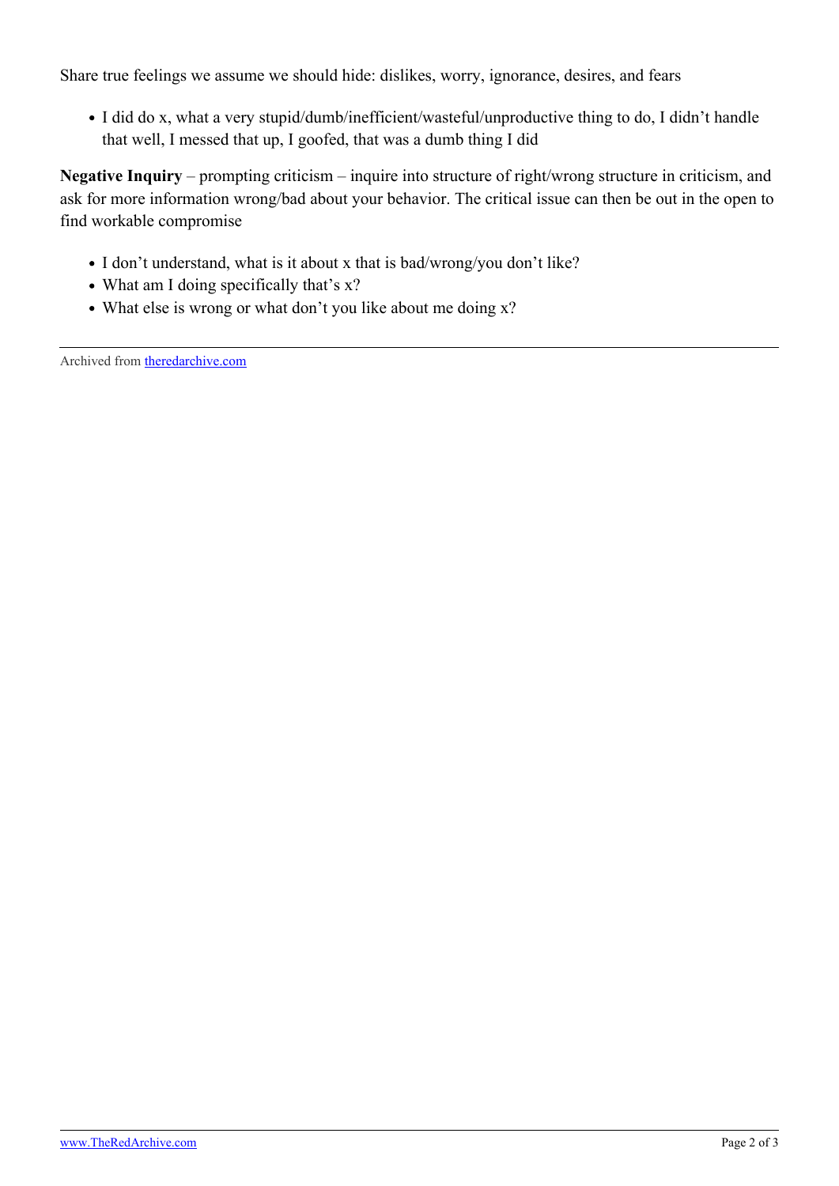Share true feelings we assume we should hide: dislikes, worry, ignorance, desires, and fears

- I did do x, what a very stupid/dumb/inefficient/wasteful/unproductive thing to do, I didn't handle that well, I messed that up, I goofed, that was a dumb thing I did

**Negative Inquiry** – prompting criticism – inquire into structure of right/wrong structure in criticism, and ask for more information wrong/bad about your behavior. The critical issue can then be out in the open to find workable compromise

- I don't understand, what is it about x that is bad/wrong/you don't like?
- What am I doing specifically that's x?
- What else is wrong or what don't you like about me doing x?

---

Archived from [theredarchive.com](https://theredarchive.com)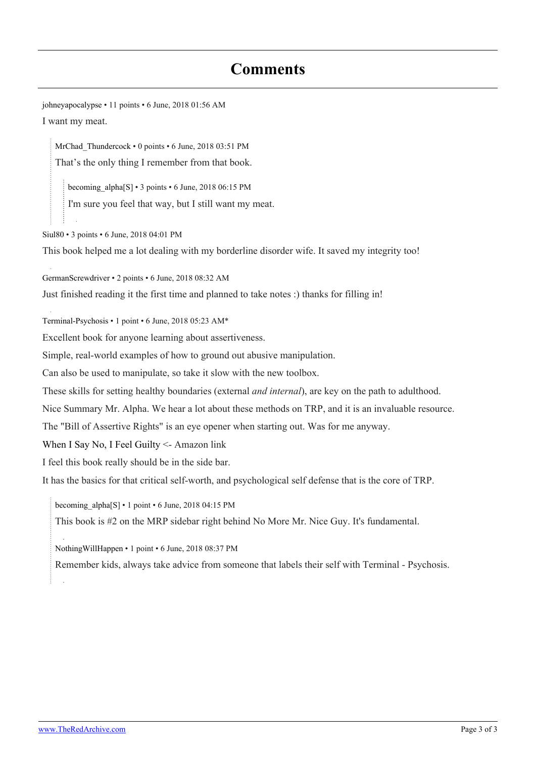# Comments

johneyapocalypse • 11 points • 6 June, 2018 01:56 AM

I want my meat.

> MrChad_Thundercock • 0 points • 6 June, 2018 03:51 PM
>
> That's the only thing I remember from that book.
>
> > becoming_alpha[S] • 3 points • 6 June, 2018 06:15 PM
> >
> > I'm sure you feel that way, but I still want my meat.

Siul80 • 3 points • 6 June, 2018 04:01 PM

This book helped me a lot dealing with my borderline disorder wife. It saved my integrity too!

GermanScrewdriver • 2 points • 6 June, 2018 08:32 AM

Just finished reading it the first time and planned to take notes :) thanks for filling in!

Terminal-Psychosis • 1 point • 6 June, 2018 05:23 AM*

Excellent book for anyone learning about assertiveness.

Simple, real-world examples of how to ground out abusive manipulation.

Can also be used to manipulate, so take it slow with the new toolbox.

These skills for setting healthy boundaries (external *and internal*), are key on the path to adulthood.

Nice Summary Mr. Alpha. We hear a lot about these methods on TRP, and it is an invaluable resource.

The "Bill of Assertive Rights" is an eye opener when starting out. Was for me anyway.

When I Say No, I Feel Guilty <- Amazon link

I feel this book really should be in the side bar.

It has the basics for that critical self-worth, and psychological self defense that is the core of TRP.

> becoming_alpha[S] • 1 point • 6 June, 2018 04:15 PM
>
> This book is #2 on the MRP sidebar right behind No More Mr. Nice Guy. It's fundamental.

> NothingWillHappen • 1 point • 6 June, 2018 08:37 PM
>
> Remember kids, always take advice from someone that labels their self with Terminal - Psychosis.